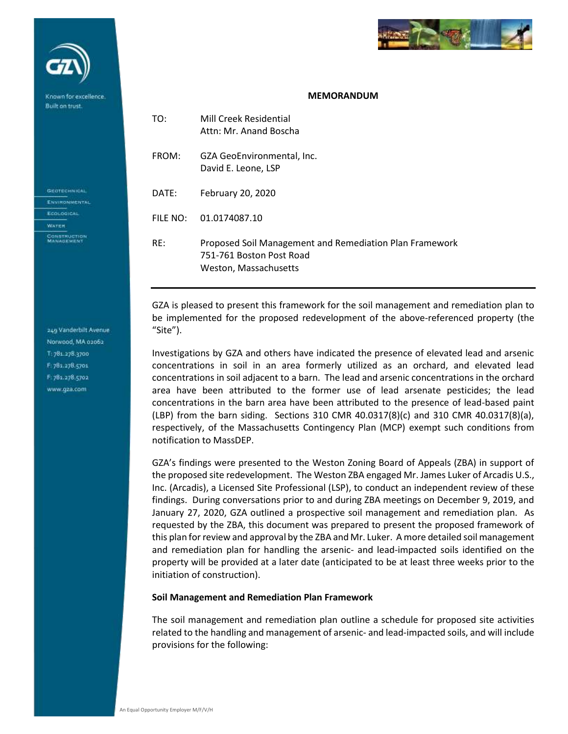**MEMORANDUM**

TO: Mill Creek Residential
Attn: Mr. Anand Boscha

FROM: GZA GeoEnvironmental, Inc.
David E. Leone, LSP

DATE: February 20, 2020

FILE NO: 01.0174087.10

RE: Proposed Soil Management and Remediation Plan Framework
751-761 Boston Post Road
Weston, Massachusetts

---

GZA is pleased to present this framework for the soil management and remediation plan to be implemented for the proposed redevelopment of the above-referenced property (the "Site").

Investigations by GZA and others have indicated the presence of elevated lead and arsenic concentrations in soil in an area formerly utilized as an orchard, and elevated lead concentrations in soil adjacent to a barn. The lead and arsenic concentrations in the orchard area have been attributed to the former use of lead arsenate pesticides; the lead concentrations in the barn area have been attributed to the presence of lead-based paint (LBP) from the barn siding. Sections 310 CMR 40.0317(8)(c) and 310 CMR 40.0317(8)(a), respectively, of the Massachusetts Contingency Plan (MCP) exempt such conditions from notification to MassDEP.

GZA's findings were presented to the Weston Zoning Board of Appeals (ZBA) in support of the proposed site redevelopment. The Weston ZBA engaged Mr. James Luker of Arcadis U.S., Inc. (Arcadis), a Licensed Site Professional (LSP), to conduct an independent review of these findings. During conversations prior to and during ZBA meetings on December 9, 2019, and January 27, 2020, GZA outlined a prospective soil management and remediation plan. As requested by the ZBA, this document was prepared to present the proposed framework of this plan for review and approval by the ZBA and Mr. Luker. A more detailed soil management and remediation plan for handling the arsenic- and lead-impacted soils identified on the property will be provided at a later date (anticipated to be at least three weeks prior to the initiation of construction).

**Soil Management and Remediation Plan Framework**

The soil management and remediation plan outline a schedule for proposed site activities related to the handling and management of arsenic- and lead-impacted soils, and will include provisions for the following: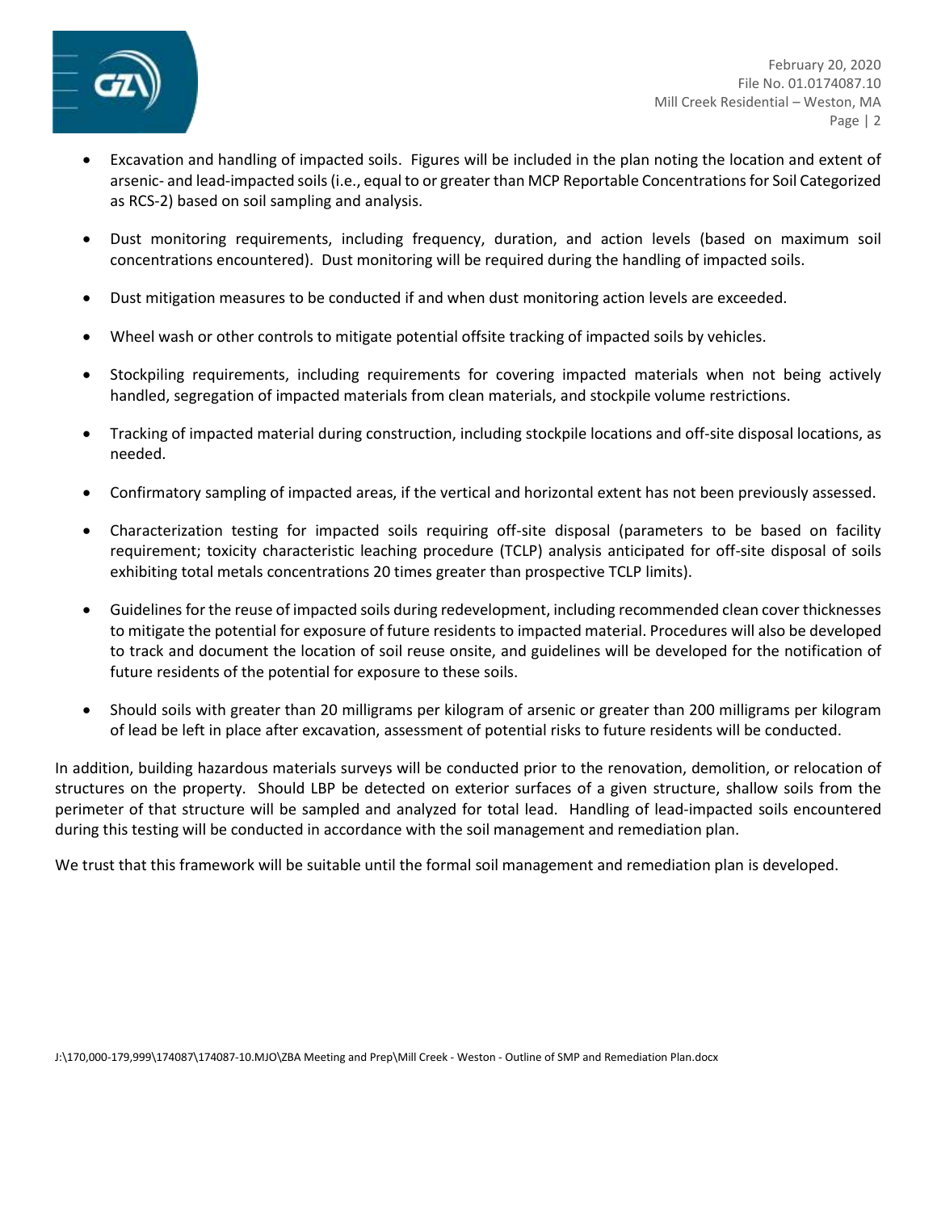- Excavation and handling of impacted soils. Figures will be included in the plan noting the location and extent of arsenic- and lead-impacted soils (i.e., equal to or greater than MCP Reportable Concentrations for Soil Categorized as RCS-2) based on soil sampling and analysis.

- Dust monitoring requirements, including frequency, duration, and action levels (based on maximum soil concentrations encountered). Dust monitoring will be required during the handling of impacted soils.

- Dust mitigation measures to be conducted if and when dust monitoring action levels are exceeded.

- Wheel wash or other controls to mitigate potential offsite tracking of impacted soils by vehicles.

- Stockpiling requirements, including requirements for covering impacted materials when not being actively handled, segregation of impacted materials from clean materials, and stockpile volume restrictions.

- Tracking of impacted material during construction, including stockpile locations and off-site disposal locations, as needed.

- Confirmatory sampling of impacted areas, if the vertical and horizontal extent has not been previously assessed.

- Characterization testing for impacted soils requiring off-site disposal (parameters to be based on facility requirement; toxicity characteristic leaching procedure (TCLP) analysis anticipated for off-site disposal of soils exhibiting total metals concentrations 20 times greater than prospective TCLP limits).

- Guidelines for the reuse of impacted soils during redevelopment, including recommended clean cover thicknesses to mitigate the potential for exposure of future residents to impacted material. Procedures will also be developed to track and document the location of soil reuse onsite, and guidelines will be developed for the notification of future residents of the potential for exposure to these soils.

- Should soils with greater than 20 milligrams per kilogram of arsenic or greater than 200 milligrams per kilogram of lead be left in place after excavation, assessment of potential risks to future residents will be conducted.

In addition, building hazardous materials surveys will be conducted prior to the renovation, demolition, or relocation of structures on the property. Should LBP be detected on exterior surfaces of a given structure, shallow soils from the perimeter of that structure will be sampled and analyzed for total lead. Handling of lead-impacted soils encountered during this testing will be conducted in accordance with the soil management and remediation plan.

We trust that this framework will be suitable until the formal soil management and remediation plan is developed.

J:\170,000-179,999\174087\174087-10.MJO\ZBA Meeting and Prep\Mill Creek - Weston - Outline of SMP and Remediation Plan.docx